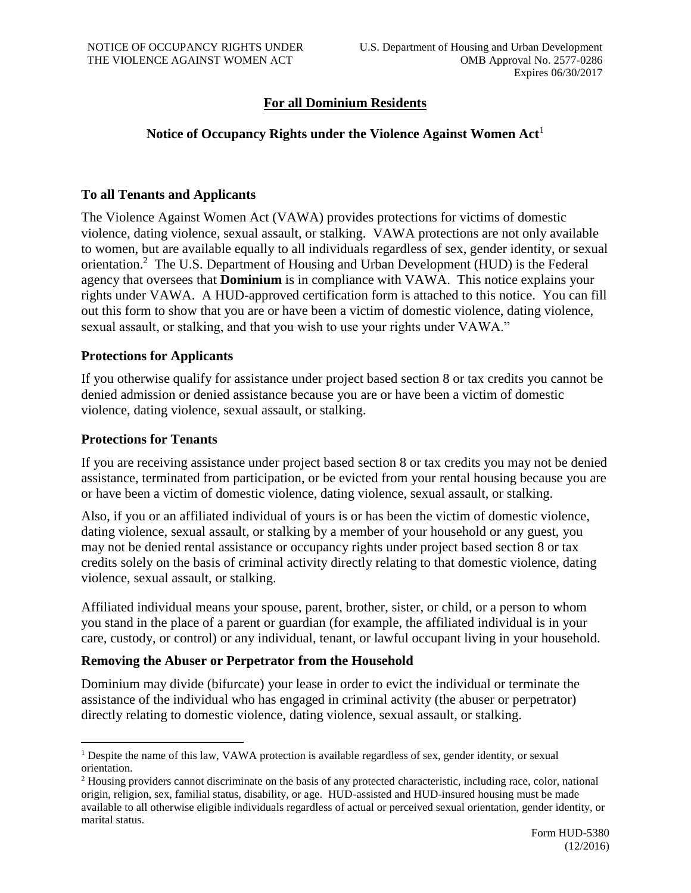NOTICE OF OCCUPANCY RIGHTS UNDER THE VIOLENCE AGAINST WOMEN ACT

U.S. Department of Housing and Urban Development
OMB Approval No. 2577-0286
Expires 06/30/2017

## For all Dominium Residents

## Notice of Occupancy Rights under the Violence Against Women Act[1]

### To all Tenants and Applicants

The Violence Against Women Act (VAWA) provides protections for victims of domestic violence, dating violence, sexual assault, or stalking. VAWA protections are not only available to women, but are available equally to all individuals regardless of sex, gender identity, or sexual orientation.[2] The U.S. Department of Housing and Urban Development (HUD) is the Federal agency that oversees that **Dominium** is in compliance with VAWA. This notice explains your rights under VAWA. A HUD-approved certification form is attached to this notice. You can fill out this form to show that you are or have been a victim of domestic violence, dating violence, sexual assault, or stalking, and that you wish to use your rights under VAWA."

### Protections for Applicants

If you otherwise qualify for assistance under project based section 8 or tax credits you cannot be denied admission or denied assistance because you are or have been a victim of domestic violence, dating violence, sexual assault, or stalking.

### Protections for Tenants

If you are receiving assistance under project based section 8 or tax credits you may not be denied assistance, terminated from participation, or be evicted from your rental housing because you are or have been a victim of domestic violence, dating violence, sexual assault, or stalking.

Also, if you or an affiliated individual of yours is or has been the victim of domestic violence, dating violence, sexual assault, or stalking by a member of your household or any guest, you may not be denied rental assistance or occupancy rights under project based section 8 or tax credits solely on the basis of criminal activity directly relating to that domestic violence, dating violence, sexual assault, or stalking.

Affiliated individual means your spouse, parent, brother, sister, or child, or a person to whom you stand in the place of a parent or guardian (for example, the affiliated individual is in your care, custody, or control) or any individual, tenant, or lawful occupant living in your household.

### Removing the Abuser or Perpetrator from the Household

Dominium may divide (bifurcate) your lease in order to evict the individual or terminate the assistance of the individual who has engaged in criminal activity (the abuser or perpetrator) directly relating to domestic violence, dating violence, sexual assault, or stalking.

---

[1] Despite the name of this law, VAWA protection is available regardless of sex, gender identity, or sexual orientation.

[2] Housing providers cannot discriminate on the basis of any protected characteristic, including race, color, national origin, religion, sex, familial status, disability, or age. HUD-assisted and HUD-insured housing must be made available to all otherwise eligible individuals regardless of actual or perceived sexual orientation, gender identity, or marital status.

Form HUD-5380 (12/2016)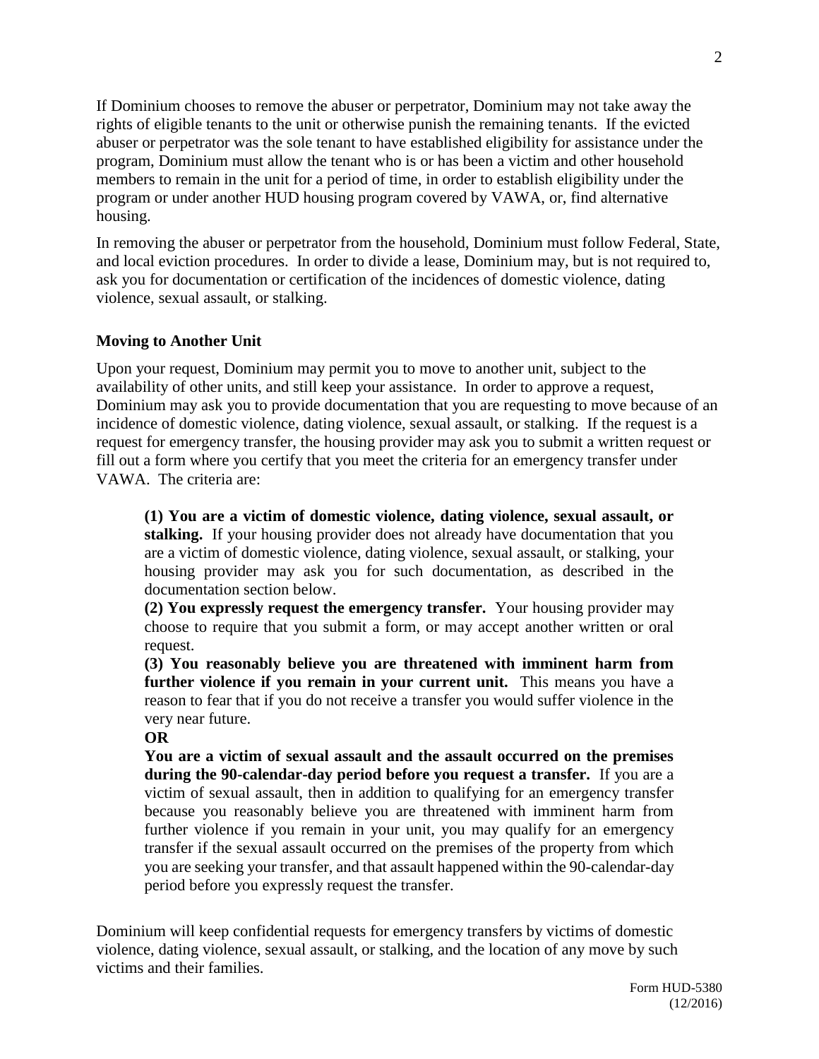If Dominium chooses to remove the abuser or perpetrator, Dominium may not take away the rights of eligible tenants to the unit or otherwise punish the remaining tenants. If the evicted abuser or perpetrator was the sole tenant to have established eligibility for assistance under the program, Dominium must allow the tenant who is or has been a victim and other household members to remain in the unit for a period of time, in order to establish eligibility under the program or under another HUD housing program covered by VAWA, or, find alternative housing.

In removing the abuser or perpetrator from the household, Dominium must follow Federal, State, and local eviction procedures. In order to divide a lease, Dominium may, but is not required to, ask you for documentation or certification of the incidences of domestic violence, dating violence, sexual assault, or stalking.

**Moving to Another Unit**

Upon your request, Dominium may permit you to move to another unit, subject to the availability of other units, and still keep your assistance. In order to approve a request, Dominium may ask you to provide documentation that you are requesting to move because of an incidence of domestic violence, dating violence, sexual assault, or stalking. If the request is a request for emergency transfer, the housing provider may ask you to submit a written request or fill out a form where you certify that you meet the criteria for an emergency transfer under VAWA. The criteria are:

> **(1) You are a victim of domestic violence, dating violence, sexual assault, or stalking.** If your housing provider does not already have documentation that you are a victim of domestic violence, dating violence, sexual assault, or stalking, your housing provider may ask you for such documentation, as described in the documentation section below.
>
> **(2) You expressly request the emergency transfer.** Your housing provider may choose to require that you submit a form, or may accept another written or oral request.
>
> **(3) You reasonably believe you are threatened with imminent harm from further violence if you remain in your current unit.** This means you have a reason to fear that if you do not receive a transfer you would suffer violence in the very near future.
>
> **OR**
>
> **You are a victim of sexual assault and the assault occurred on the premises during the 90-calendar-day period before you request a transfer.** If you are a victim of sexual assault, then in addition to qualifying for an emergency transfer because you reasonably believe you are threatened with imminent harm from further violence if you remain in your unit, you may qualify for an emergency transfer if the sexual assault occurred on the premises of the property from which you are seeking your transfer, and that assault happened within the 90-calendar-day period before you expressly request the transfer.

Dominium will keep confidential requests for emergency transfers by victims of domestic violence, dating violence, sexual assault, or stalking, and the location of any move by such victims and their families.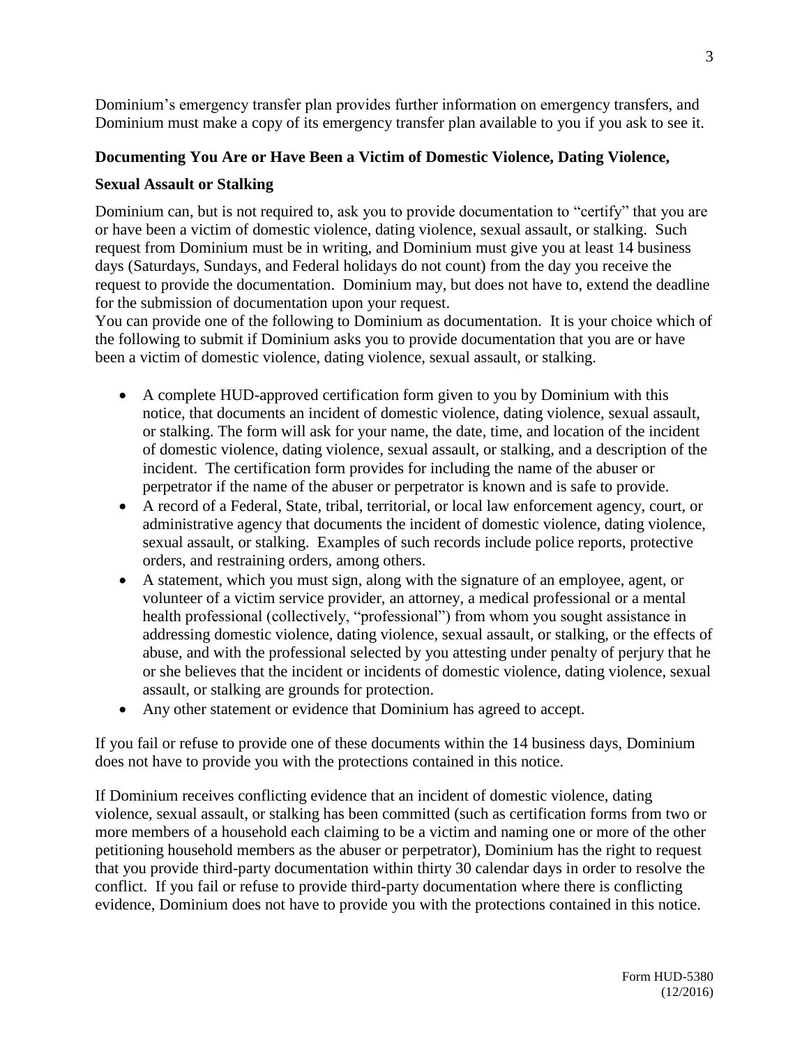Dominium's emergency transfer plan provides further information on emergency transfers, and Dominium must make a copy of its emergency transfer plan available to you if you ask to see it.

## Documenting You Are or Have Been a Victim of Domestic Violence, Dating Violence, Sexual Assault or Stalking

Dominium can, but is not required to, ask you to provide documentation to "certify" that you are or have been a victim of domestic violence, dating violence, sexual assault, or stalking. Such request from Dominium must be in writing, and Dominium must give you at least 14 business days (Saturdays, Sundays, and Federal holidays do not count) from the day you receive the request to provide the documentation. Dominium may, but does not have to, extend the deadline for the submission of documentation upon your request.

You can provide one of the following to Dominium as documentation. It is your choice which of the following to submit if Dominium asks you to provide documentation that you are or have been a victim of domestic violence, dating violence, sexual assault, or stalking.

- A complete HUD-approved certification form given to you by Dominium with this notice, that documents an incident of domestic violence, dating violence, sexual assault, or stalking. The form will ask for your name, the date, time, and location of the incident of domestic violence, dating violence, sexual assault, or stalking, and a description of the incident. The certification form provides for including the name of the abuser or perpetrator if the name of the abuser or perpetrator is known and is safe to provide.
- A record of a Federal, State, tribal, territorial, or local law enforcement agency, court, or administrative agency that documents the incident of domestic violence, dating violence, sexual assault, or stalking. Examples of such records include police reports, protective orders, and restraining orders, among others.
- A statement, which you must sign, along with the signature of an employee, agent, or volunteer of a victim service provider, an attorney, a medical professional or a mental health professional (collectively, "professional") from whom you sought assistance in addressing domestic violence, dating violence, sexual assault, or stalking, or the effects of abuse, and with the professional selected by you attesting under penalty of perjury that he or she believes that the incident or incidents of domestic violence, dating violence, sexual assault, or stalking are grounds for protection.
- Any other statement or evidence that Dominium has agreed to accept.

If you fail or refuse to provide one of these documents within the 14 business days, Dominium does not have to provide you with the protections contained in this notice.

If Dominium receives conflicting evidence that an incident of domestic violence, dating violence, sexual assault, or stalking has been committed (such as certification forms from two or more members of a household each claiming to be a victim and naming one or more of the other petitioning household members as the abuser or perpetrator), Dominium has the right to request that you provide third-party documentation within thirty 30 calendar days in order to resolve the conflict. If you fail or refuse to provide third-party documentation where there is conflicting evidence, Dominium does not have to provide you with the protections contained in this notice.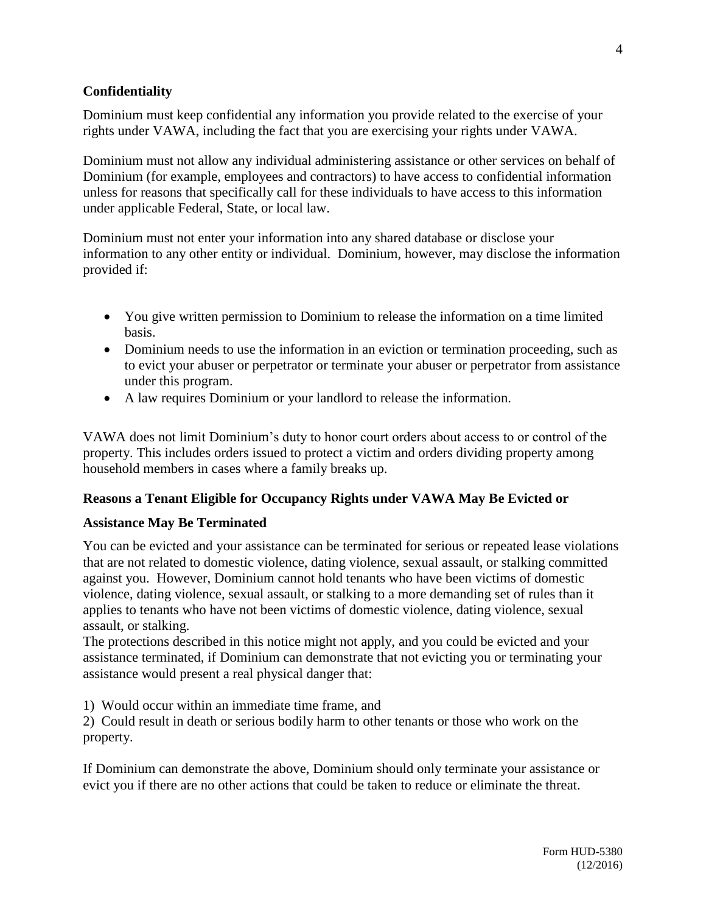**Confidentiality**

Dominium must keep confidential any information you provide related to the exercise of your rights under VAWA, including the fact that you are exercising your rights under VAWA.

Dominium must not allow any individual administering assistance or other services on behalf of Dominium (for example, employees and contractors) to have access to confidential information unless for reasons that specifically call for these individuals to have access to this information under applicable Federal, State, or local law.

Dominium must not enter your information into any shared database or disclose your information to any other entity or individual. Dominium, however, may disclose the information provided if:

- You give written permission to Dominium to release the information on a time limited basis.
- Dominium needs to use the information in an eviction or termination proceeding, such as to evict your abuser or perpetrator or terminate your abuser or perpetrator from assistance under this program.
- A law requires Dominium or your landlord to release the information.

VAWA does not limit Dominium's duty to honor court orders about access to or control of the property. This includes orders issued to protect a victim and orders dividing property among household members in cases where a family breaks up.

**Reasons a Tenant Eligible for Occupancy Rights under VAWA May Be Evicted or Assistance May Be Terminated**

You can be evicted and your assistance can be terminated for serious or repeated lease violations that are not related to domestic violence, dating violence, sexual assault, or stalking committed against you. However, Dominium cannot hold tenants who have been victims of domestic violence, dating violence, sexual assault, or stalking to a more demanding set of rules than it applies to tenants who have not been victims of domestic violence, dating violence, sexual assault, or stalking.

The protections described in this notice might not apply, and you could be evicted and your assistance terminated, if Dominium can demonstrate that not evicting you or terminating your assistance would present a real physical danger that:

1) Would occur within an immediate time frame, and
2) Could result in death or serious bodily harm to other tenants or those who work on the property.

If Dominium can demonstrate the above, Dominium should only terminate your assistance or evict you if there are no other actions that could be taken to reduce or eliminate the threat.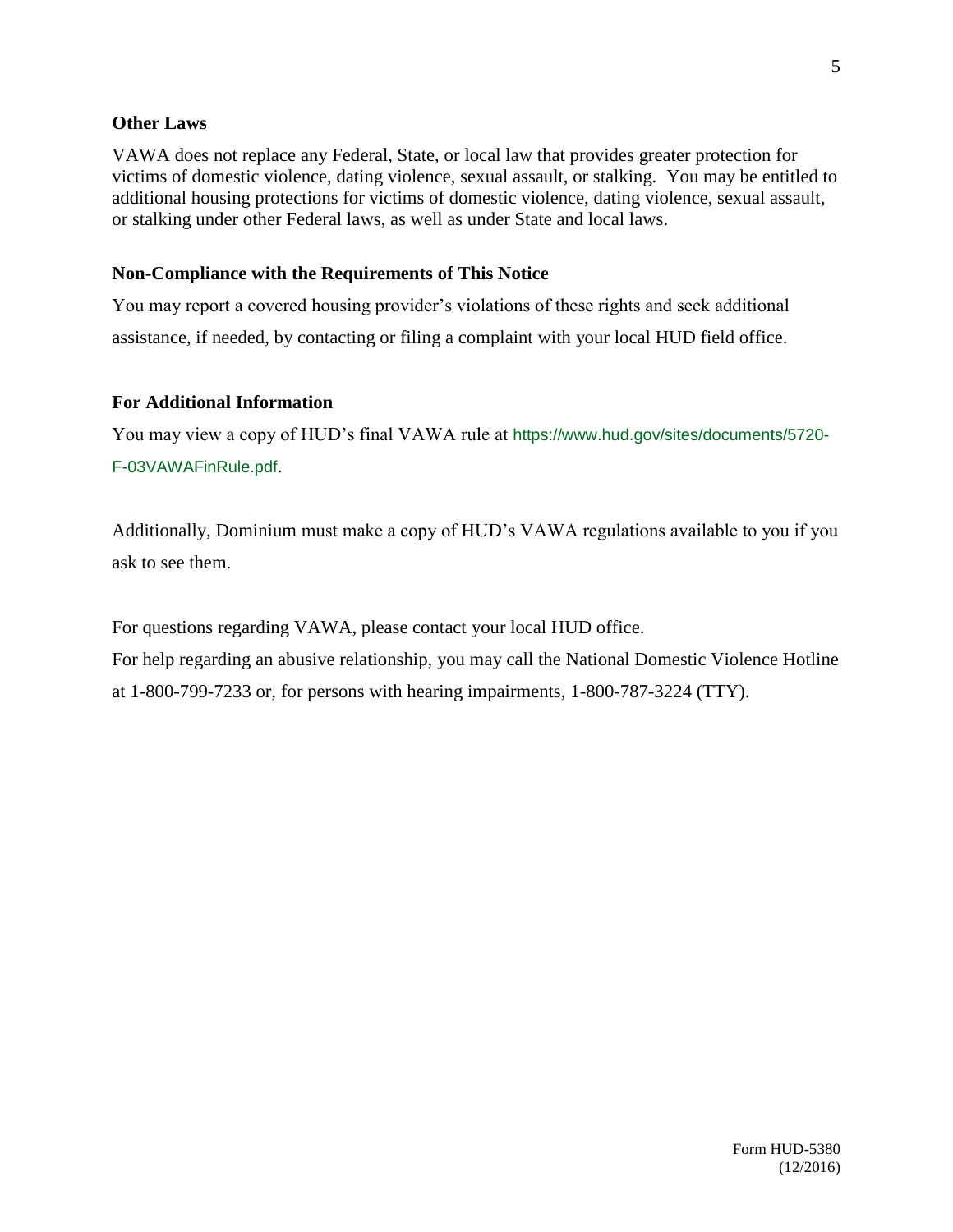### Other Laws

VAWA does not replace any Federal, State, or local law that provides greater protection for victims of domestic violence, dating violence, sexual assault, or stalking. You may be entitled to additional housing protections for victims of domestic violence, dating violence, sexual assault, or stalking under other Federal laws, as well as under State and local laws.

### Non-Compliance with the Requirements of This Notice

You may report a covered housing provider's violations of these rights and seek additional assistance, if needed, by contacting or filing a complaint with your local HUD field office.

### For Additional Information

You may view a copy of HUD's final VAWA rule at https://www.hud.gov/sites/documents/5720-F-03VAWAFinRule.pdf.

Additionally, Dominium must make a copy of HUD's VAWA regulations available to you if you ask to see them.

For questions regarding VAWA, please contact your local HUD office.

For help regarding an abusive relationship, you may call the National Domestic Violence Hotline at 1-800-799-7233 or, for persons with hearing impairments, 1-800-787-3224 (TTY).

Form HUD-5380
(12/2016)